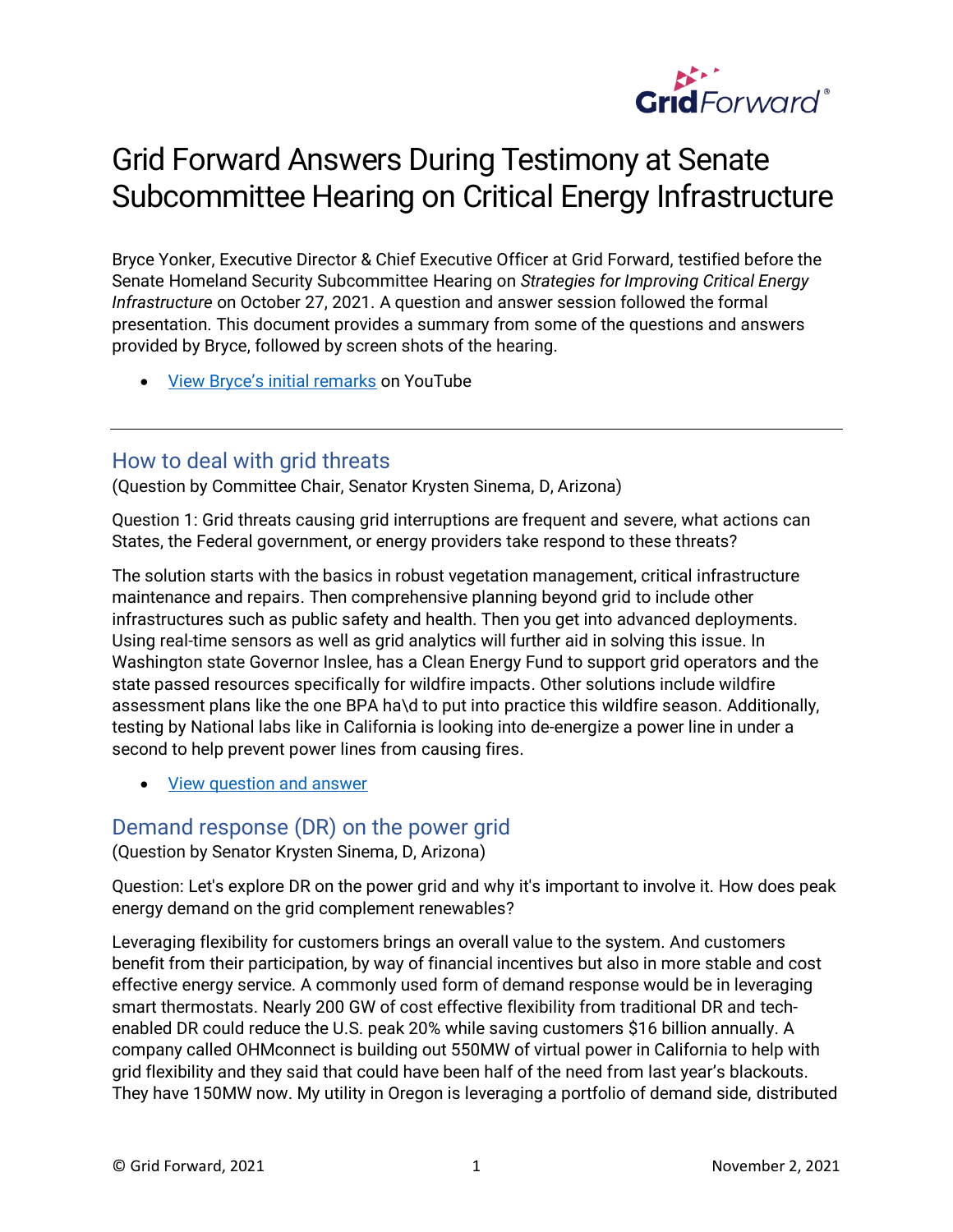# Grid Forward Answers During Testimony at Senate Subcommittee Hearing on Critical Energy Infrastructure

Bryce Yonker, Executive Director & Chief Executive Officer at Grid Forward, testified before the Senate Homeland Security Subcommittee Hearing on *Strategies for Improving Critical Energy Infrastructure* on October 27, 2021. A question and answer session followed the formal presentation. This document provides a summary from some of the questions and answers provided by Bryce, followed by screen shots of the hearing.

- View Bryce's initial remarks on YouTube

---

## How to deal with grid threats

(Question by Committee Chair, Senator Krysten Sinema, D, Arizona)

Question 1: Grid threats causing grid interruptions are frequent and severe, what actions can States, the Federal government, or energy providers take respond to these threats?

The solution starts with the basics in robust vegetation management, critical infrastructure maintenance and repairs. Then comprehensive planning beyond grid to include other infrastructures such as public safety and health. Then you get into advanced deployments. Using real-time sensors as well as grid analytics will further aid in solving this issue. In Washington state Governor Inslee, has a Clean Energy Fund to support grid operators and the state passed resources specifically for wildfire impacts. Other solutions include wildfire assessment plans like the one BPA ha\d to put into practice this wildfire season. Additionally, testing by National labs like in California is looking into de-energize a power line in under a second to help prevent power lines from causing fires.

- View question and answer

## Demand response (DR) on the power grid

(Question by Senator Krysten Sinema, D, Arizona)

Question: Let's explore DR on the power grid and why it's important to involve it. How does peak energy demand on the grid complement renewables?

Leveraging flexibility for customers brings an overall value to the system. And customers benefit from their participation, by way of financial incentives but also in more stable and cost effective energy service. A commonly used form of demand response would be in leveraging smart thermostats. Nearly 200 GW of cost effective flexibility from traditional DR and tech-enabled DR could reduce the U.S. peak 20% while saving customers $16 billion annually. A company called OHMconnect is building out 550MW of virtual power in California to help with grid flexibility and they said that could have been half of the need from last year's blackouts. They have 150MW now. My utility in Oregon is leveraging a portfolio of demand side, distributed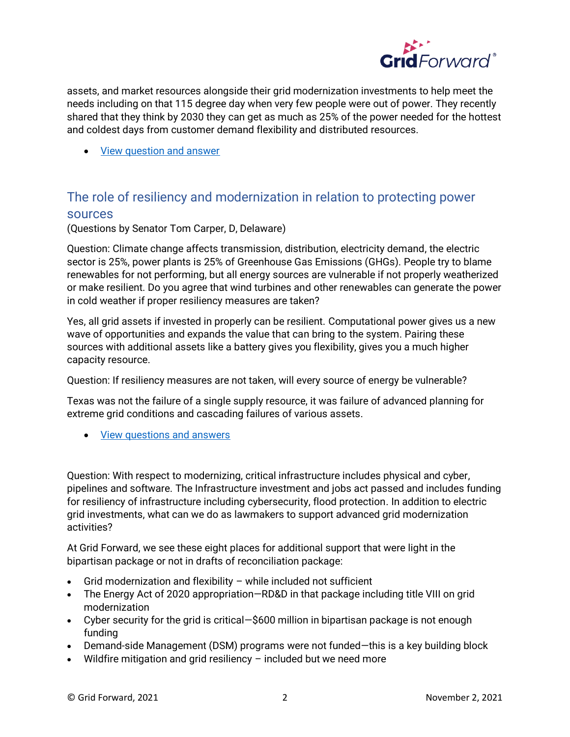assets, and market resources alongside their grid modernization investments to help meet the needs including on that 115 degree day when very few people were out of power. They recently shared that they think by 2030 they can get as much as 25% of the power needed for the hottest and coldest days from customer demand flexibility and distributed resources.

- View question and answer

## The role of resiliency and modernization in relation to protecting power sources

(Questions by Senator Tom Carper, D, Delaware)

Question: Climate change affects transmission, distribution, electricity demand, the electric sector is 25%, power plants is 25% of Greenhouse Gas Emissions (GHGs). People try to blame renewables for not performing, but all energy sources are vulnerable if not properly weatherized or make resilient. Do you agree that wind turbines and other renewables can generate the power in cold weather if proper resiliency measures are taken?

Yes, all grid assets if invested in properly can be resilient. Computational power gives us a new wave of opportunities and expands the value that can bring to the system. Pairing these sources with additional assets like a battery gives you flexibility, gives you a much higher capacity resource.

Question: If resiliency measures are not taken, will every source of energy be vulnerable?

Texas was not the failure of a single supply resource, it was failure of advanced planning for extreme grid conditions and cascading failures of various assets.

- View questions and answers

Question: With respect to modernizing, critical infrastructure includes physical and cyber, pipelines and software. The Infrastructure investment and jobs act passed and includes funding for resiliency of infrastructure including cybersecurity, flood protection. In addition to electric grid investments, what can we do as lawmakers to support advanced grid modernization activities?

At Grid Forward, we see these eight places for additional support that were light in the bipartisan package or not in drafts of reconciliation package:

- Grid modernization and flexibility – while included not sufficient
- The Energy Act of 2020 appropriation—RD&D in that package including title VIII on grid modernization
- Cyber security for the grid is critical—$600 million in bipartisan package is not enough funding
- Demand-side Management (DSM) programs were not funded—this is a key building block
- Wildfire mitigation and grid resiliency – included but we need more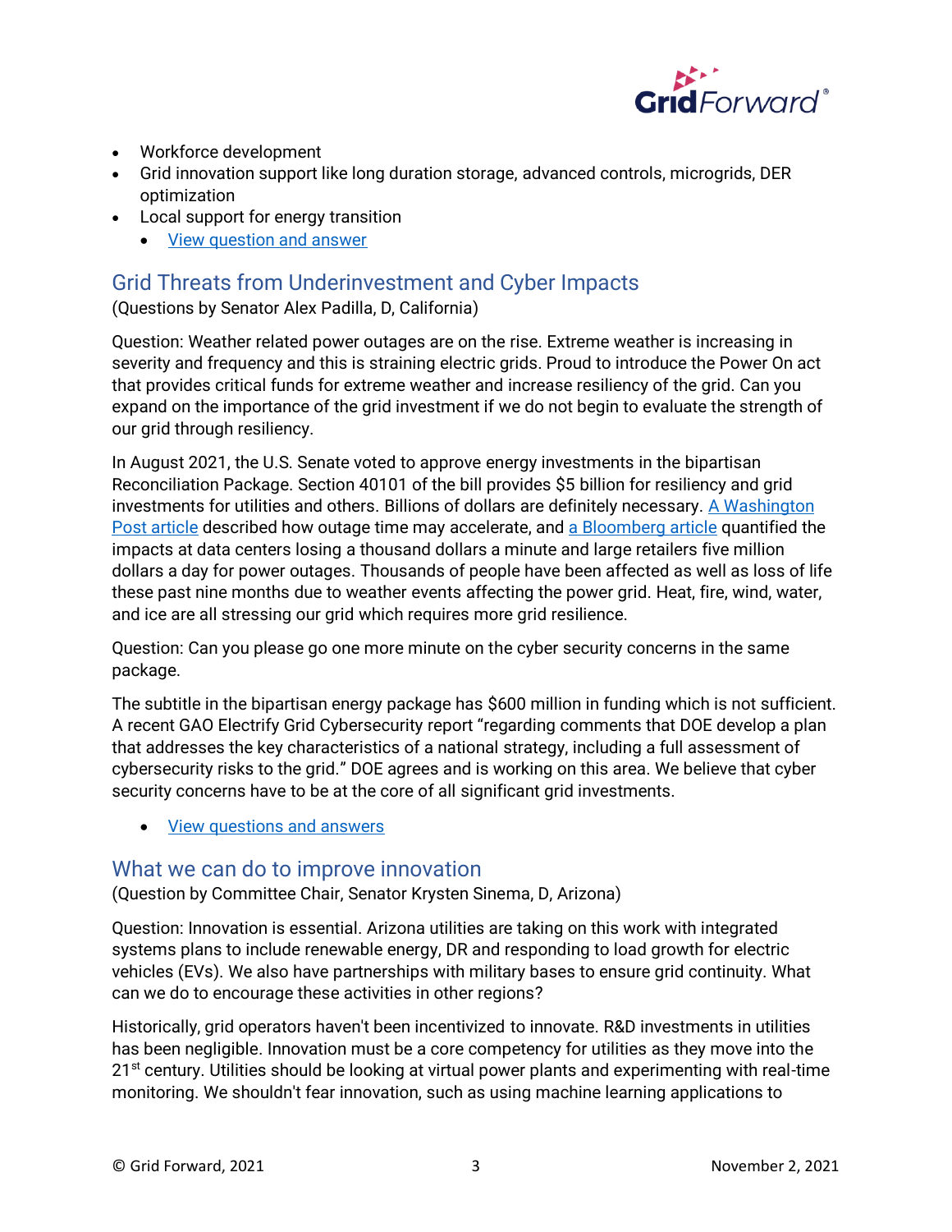- Workforce development
- Grid innovation support like long duration storage, advanced controls, microgrids, DER optimization
- Local support for energy transition
  - [View question and answer]()

## Grid Threats from Underinvestment and Cyber Impacts

(Questions by Senator Alex Padilla, D, California)

Question: Weather related power outages are on the rise. Extreme weather is increasing in severity and frequency and this is straining electric grids. Proud to introduce the Power On act that provides critical funds for extreme weather and increase resiliency of the grid. Can you expand on the importance of the grid investment if we do not begin to evaluate the strength of our grid through resiliency.

In August 2021, the U.S. Senate voted to approve energy investments in the bipartisan Reconciliation Package. Section 40101 of the bill provides $5 billion for resiliency and grid investments for utilities and others. Billions of dollars are definitely necessary. [A Washington Post article]() described how outage time may accelerate, and [a Bloomberg article]() quantified the impacts at data centers losing a thousand dollars a minute and large retailers five million dollars a day for power outages. Thousands of people have been affected as well as loss of life these past nine months due to weather events affecting the power grid. Heat, fire, wind, water, and ice are all stressing our grid which requires more grid resilience.

Question: Can you please go one more minute on the cyber security concerns in the same package.

The subtitle in the bipartisan energy package has $600 million in funding which is not sufficient. A recent GAO Electrify Grid Cybersecurity report "regarding comments that DOE develop a plan that addresses the key characteristics of a national strategy, including a full assessment of cybersecurity risks to the grid." DOE agrees and is working on this area. We believe that cyber security concerns have to be at the core of all significant grid investments.

- [View questions and answers]()

## What we can do to improve innovation

(Question by Committee Chair, Senator Krysten Sinema, D, Arizona)

Question: Innovation is essential. Arizona utilities are taking on this work with integrated systems plans to include renewable energy, DR and responding to load growth for electric vehicles (EVs). We also have partnerships with military bases to ensure grid continuity. What can we do to encourage these activities in other regions?

Historically, grid operators haven't been incentivized to innovate. R&D investments in utilities has been negligible. Innovation must be a core competency for utilities as they move into the 21st century. Utilities should be looking at virtual power plants and experimenting with real-time monitoring. We shouldn't fear innovation, such as using machine learning applications to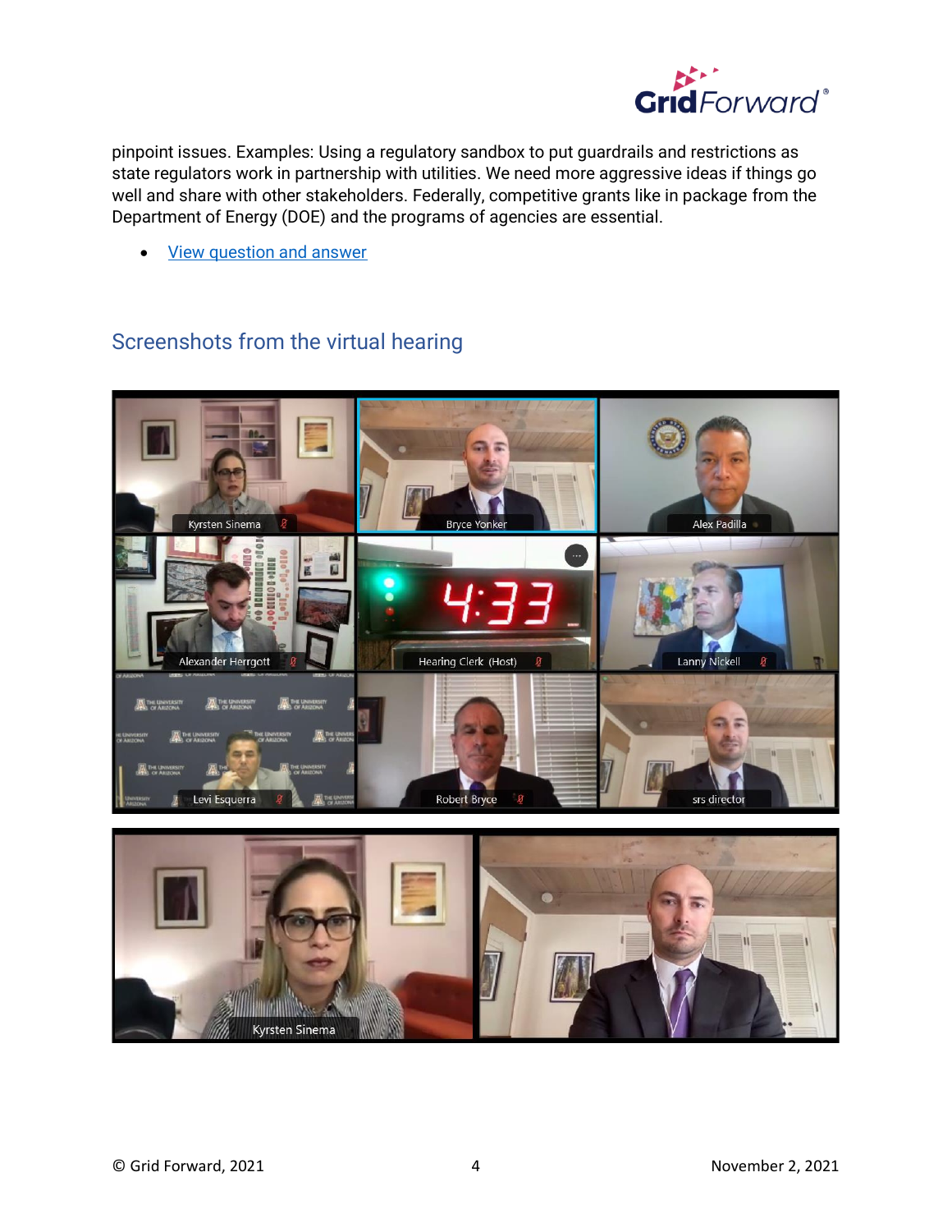pinpoint issues. Examples: Using a regulatory sandbox to put guardrails and restrictions as state regulators work in partnership with utilities. We need more aggressive ideas if things go well and share with other stakeholders. Federally, competitive grants like in package from the Department of Energy (DOE) and the programs of agencies are essential.

- [View question and answer]()

## Screenshots from the virtual hearing